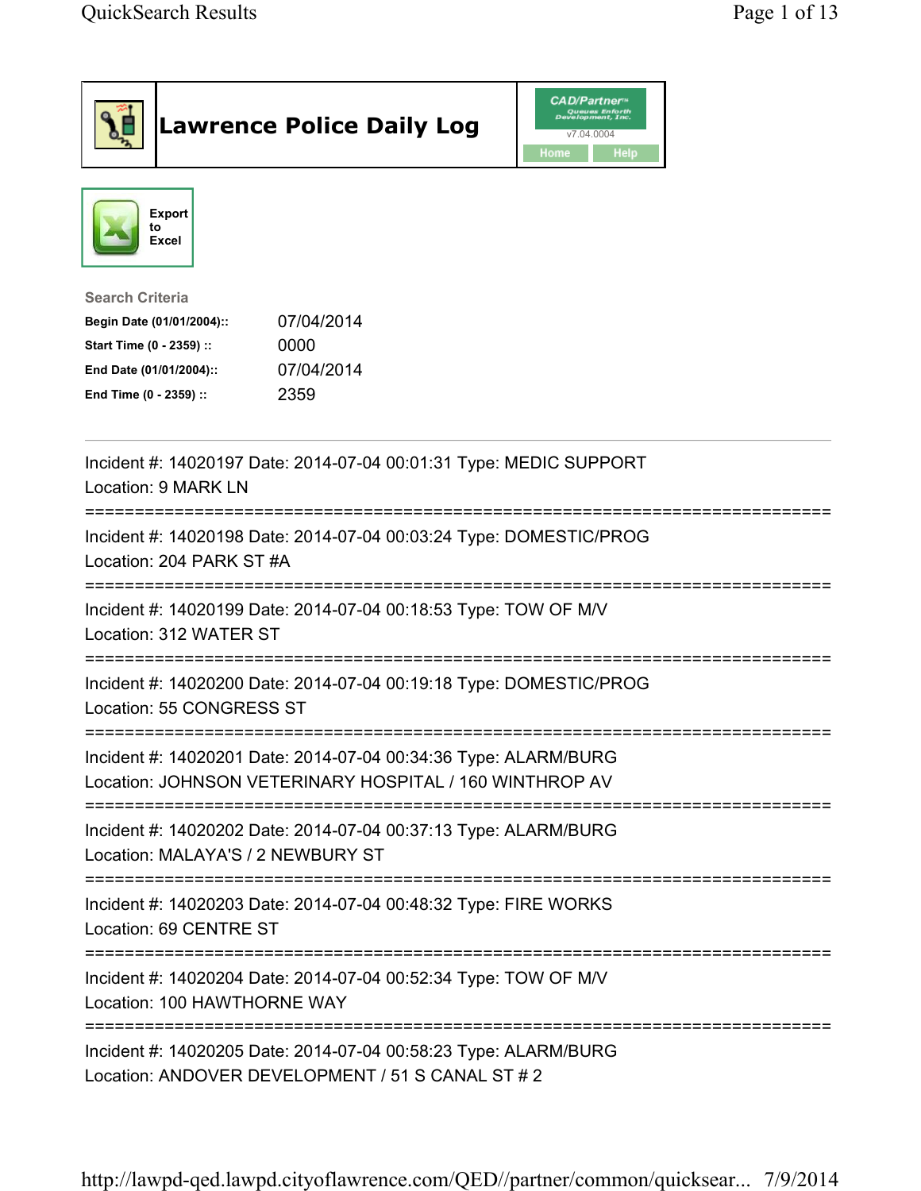# Lawrence Police Daily Log

CAD/Partner™ Queues Enforth Development, Inc. v7.04.0004

Home Help

Export to Excel

**Search Criteria**

| | |
|---|---|
| **Begin Date (01/01/2004)::** | 07/04/2014 |
| **Start Time (0 - 2359) ::** | 0000 |
| **End Date (01/01/2004)::** | 07/04/2014 |
| **End Time (0 - 2359) ::** | 2359 |

---

Incident #: 14020197 Date: 2014-07-04 00:01:31 Type: MEDIC SUPPORT
Location: 9 MARK LN

===========================================================================

Incident #: 14020198 Date: 2014-07-04 00:03:24 Type: DOMESTIC/PROG
Location: 204 PARK ST #A

===========================================================================

Incident #: 14020199 Date: 2014-07-04 00:18:53 Type: TOW OF M/V
Location: 312 WATER ST

===========================================================================

Incident #: 14020200 Date: 2014-07-04 00:19:18 Type: DOMESTIC/PROG
Location: 55 CONGRESS ST

===========================================================================

Incident #: 14020201 Date: 2014-07-04 00:34:36 Type: ALARM/BURG
Location: JOHNSON VETERINARY HOSPITAL / 160 WINTHROP AV

===========================================================================

Incident #: 14020202 Date: 2014-07-04 00:37:13 Type: ALARM/BURG
Location: MALAYA'S / 2 NEWBURY ST

===========================================================================

Incident #: 14020203 Date: 2014-07-04 00:48:32 Type: FIRE WORKS
Location: 69 CENTRE ST

===========================================================================

Incident #: 14020204 Date: 2014-07-04 00:52:34 Type: TOW OF M/V
Location: 100 HAWTHORNE WAY

===========================================================================

Incident #: 14020205 Date: 2014-07-04 00:58:23 Type: ALARM/BURG
Location: ANDOVER DEVELOPMENT / 51 S CANAL ST # 2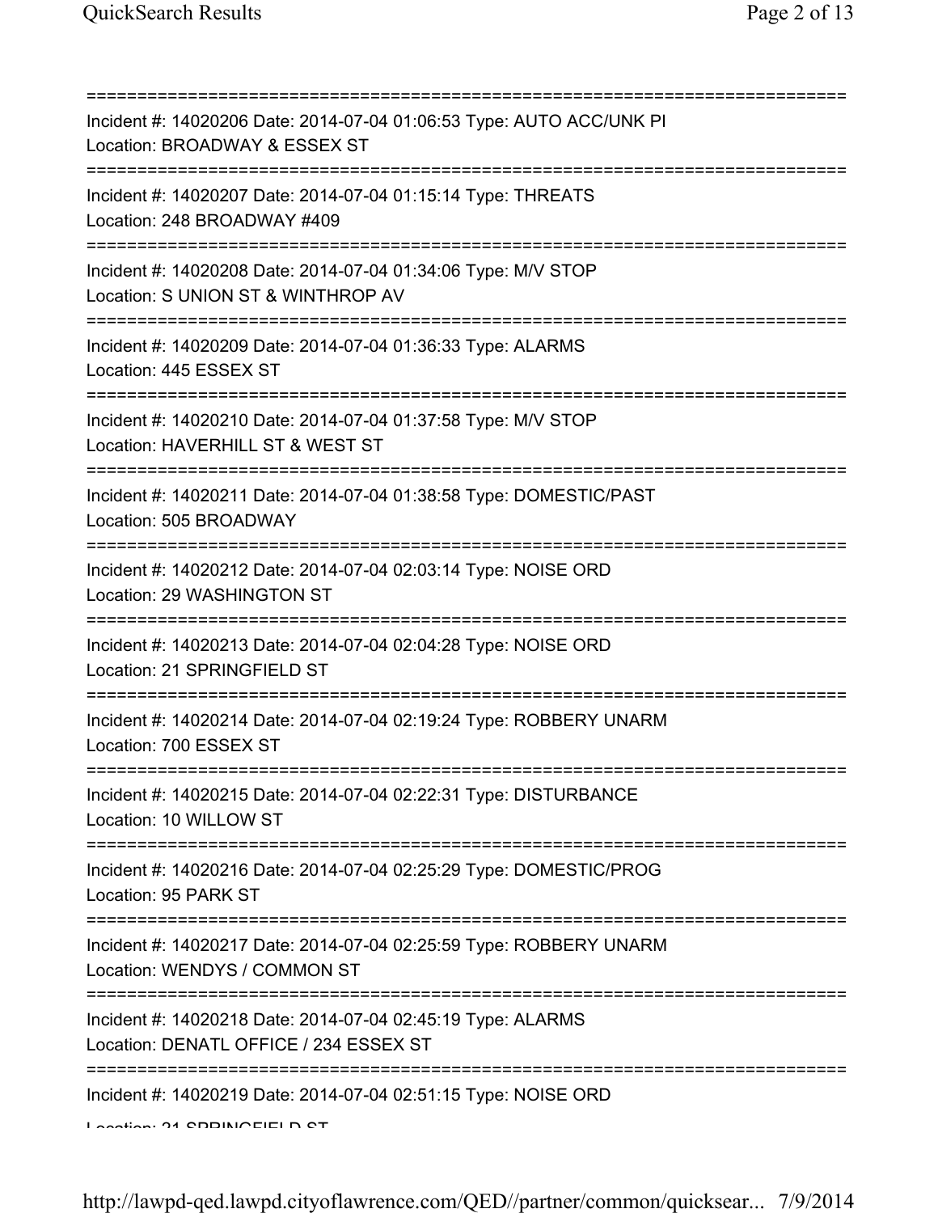===========================================================================

Incident #: 14020206 Date: 2014-07-04 01:06:53 Type: AUTO ACC/UNK PI
Location: BROADWAY & ESSEX ST

===========================================================================

Incident #: 14020207 Date: 2014-07-04 01:15:14 Type: THREATS
Location: 248 BROADWAY #409

===========================================================================

Incident #: 14020208 Date: 2014-07-04 01:34:06 Type: M/V STOP
Location: S UNION ST & WINTHROP AV

===========================================================================

Incident #: 14020209 Date: 2014-07-04 01:36:33 Type: ALARMS
Location: 445 ESSEX ST

===========================================================================

Incident #: 14020210 Date: 2014-07-04 01:37:58 Type: M/V STOP
Location: HAVERHILL ST & WEST ST

===========================================================================

Incident #: 14020211 Date: 2014-07-04 01:38:58 Type: DOMESTIC/PAST
Location: 505 BROADWAY

===========================================================================

Incident #: 14020212 Date: 2014-07-04 02:03:14 Type: NOISE ORD
Location: 29 WASHINGTON ST

===========================================================================

Incident #: 14020213 Date: 2014-07-04 02:04:28 Type: NOISE ORD
Location: 21 SPRINGFIELD ST

===========================================================================

Incident #: 14020214 Date: 2014-07-04 02:19:24 Type: ROBBERY UNARM
Location: 700 ESSEX ST

===========================================================================

Incident #: 14020215 Date: 2014-07-04 02:22:31 Type: DISTURBANCE
Location: 10 WILLOW ST

===========================================================================

Incident #: 14020216 Date: 2014-07-04 02:25:29 Type: DOMESTIC/PROG
Location: 95 PARK ST

===========================================================================

Incident #: 14020217 Date: 2014-07-04 02:25:59 Type: ROBBERY UNARM
Location: WENDYS / COMMON ST

===========================================================================

Incident #: 14020218 Date: 2014-07-04 02:45:19 Type: ALARMS
Location: DENATL OFFICE / 234 ESSEX ST

===========================================================================

Incident #: 14020219 Date: 2014-07-04 02:51:15 Type: NOISE ORD
Location: 21 SPRINGFIELD ST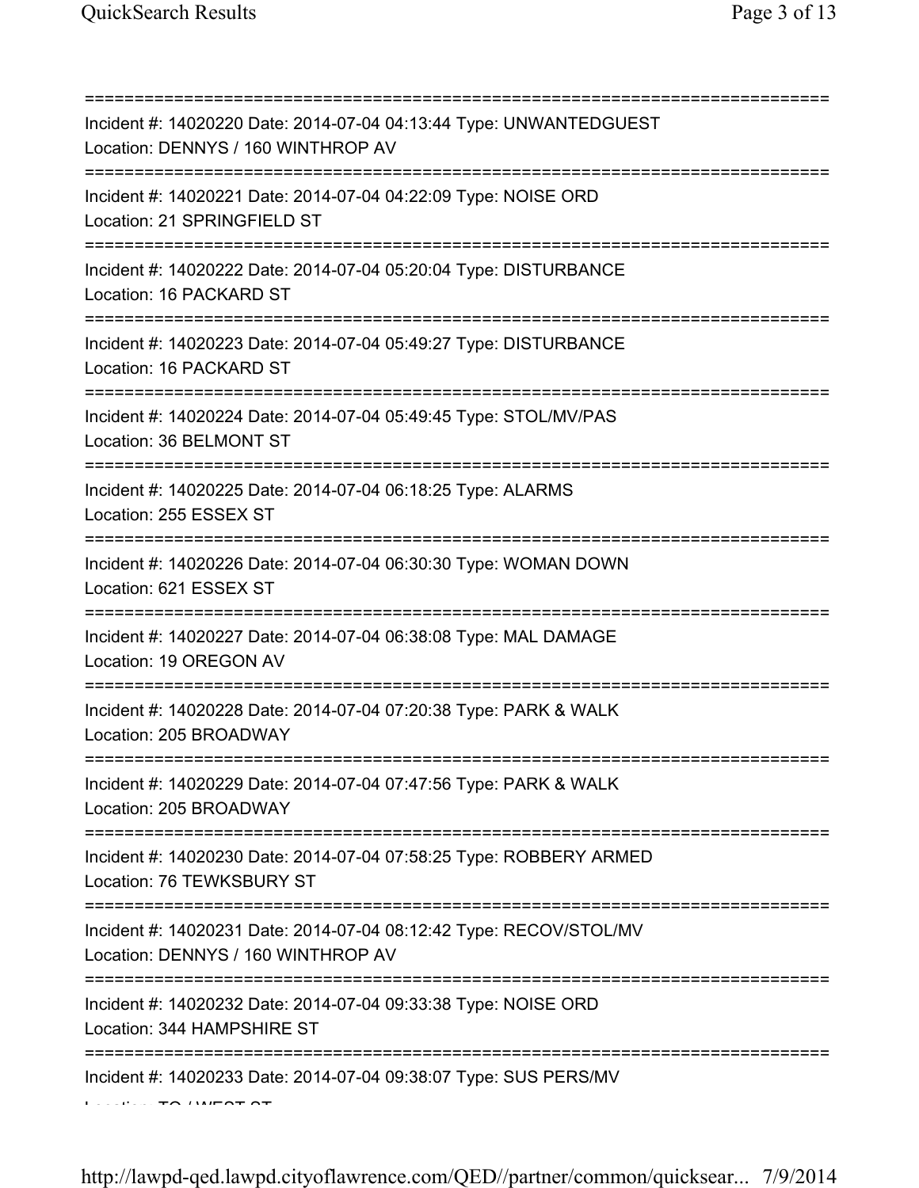===========================================================================
Incident #: 14020220 Date: 2014-07-04 04:13:44 Type: UNWANTEDGUEST
Location: DENNYS / 160 WINTHROP AV
===========================================================================
Incident #: 14020221 Date: 2014-07-04 04:22:09 Type: NOISE ORD
Location: 21 SPRINGFIELD ST
===========================================================================
Incident #: 14020222 Date: 2014-07-04 05:20:04 Type: DISTURBANCE
Location: 16 PACKARD ST
===========================================================================
Incident #: 14020223 Date: 2014-07-04 05:49:27 Type: DISTURBANCE
Location: 16 PACKARD ST
===========================================================================
Incident #: 14020224 Date: 2014-07-04 05:49:45 Type: STOL/MV/PAS
Location: 36 BELMONT ST
===========================================================================
Incident #: 14020225 Date: 2014-07-04 06:18:25 Type: ALARMS
Location: 255 ESSEX ST
===========================================================================
Incident #: 14020226 Date: 2014-07-04 06:30:30 Type: WOMAN DOWN
Location: 621 ESSEX ST
===========================================================================
Incident #: 14020227 Date: 2014-07-04 06:38:08 Type: MAL DAMAGE
Location: 19 OREGON AV
===========================================================================
Incident #: 14020228 Date: 2014-07-04 07:20:38 Type: PARK & WALK
Location: 205 BROADWAY
===========================================================================
Incident #: 14020229 Date: 2014-07-04 07:47:56 Type: PARK & WALK
Location: 205 BROADWAY
===========================================================================
Incident #: 14020230 Date: 2014-07-04 07:58:25 Type: ROBBERY ARMED
Location: 76 TEWKSBURY ST
===========================================================================
Incident #: 14020231 Date: 2014-07-04 08:12:42 Type: RECOV/STOL/MV
Location: DENNYS / 160 WINTHROP AV
===========================================================================
Incident #: 14020232 Date: 2014-07-04 09:33:38 Type: NOISE ORD
Location: 344 HAMPSHIRE ST
===========================================================================
Incident #: 14020233 Date: 2014-07-04 09:38:07 Type: SUS PERS/MV
Location: TO / WEST ST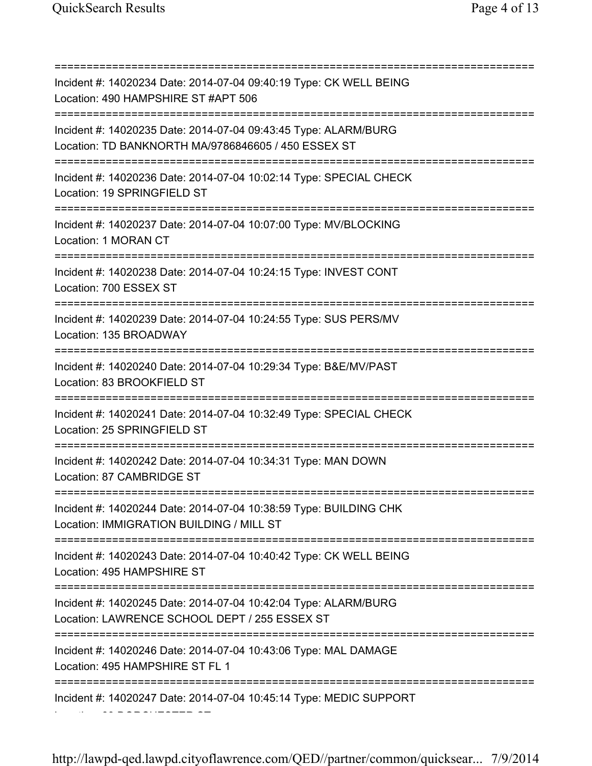===========================================================================
Incident #: 14020234 Date: 2014-07-04 09:40:19 Type: CK WELL BEING
Location: 490 HAMPSHIRE ST #APT 506
===========================================================================
Incident #: 14020235 Date: 2014-07-04 09:43:45 Type: ALARM/BURG
Location: TD BANKNORTH MA/9786846605 / 450 ESSEX ST
===========================================================================
Incident #: 14020236 Date: 2014-07-04 10:02:14 Type: SPECIAL CHECK
Location: 19 SPRINGFIELD ST
===========================================================================
Incident #: 14020237 Date: 2014-07-04 10:07:00 Type: MV/BLOCKING
Location: 1 MORAN CT
===========================================================================
Incident #: 14020238 Date: 2014-07-04 10:24:15 Type: INVEST CONT
Location: 700 ESSEX ST
===========================================================================
Incident #: 14020239 Date: 2014-07-04 10:24:55 Type: SUS PERS/MV
Location: 135 BROADWAY
===========================================================================
Incident #: 14020240 Date: 2014-07-04 10:29:34 Type: B&E/MV/PAST
Location: 83 BROOKFIELD ST
===========================================================================
Incident #: 14020241 Date: 2014-07-04 10:32:49 Type: SPECIAL CHECK
Location: 25 SPRINGFIELD ST
===========================================================================
Incident #: 14020242 Date: 2014-07-04 10:34:31 Type: MAN DOWN
Location: 87 CAMBRIDGE ST
===========================================================================
Incident #: 14020244 Date: 2014-07-04 10:38:59 Type: BUILDING CHK
Location: IMMIGRATION BUILDING / MILL ST
===========================================================================
Incident #: 14020243 Date: 2014-07-04 10:40:42 Type: CK WELL BEING
Location: 495 HAMPSHIRE ST
===========================================================================
Incident #: 14020245 Date: 2014-07-04 10:42:04 Type: ALARM/BURG
Location: LAWRENCE SCHOOL DEPT / 255 ESSEX ST
===========================================================================
Incident #: 14020246 Date: 2014-07-04 10:43:06 Type: MAL DAMAGE
Location: 495 HAMPSHIRE ST FL 1
===========================================================================
Incident #: 14020247 Date: 2014-07-04 10:45:14 Type: MEDIC SUPPORT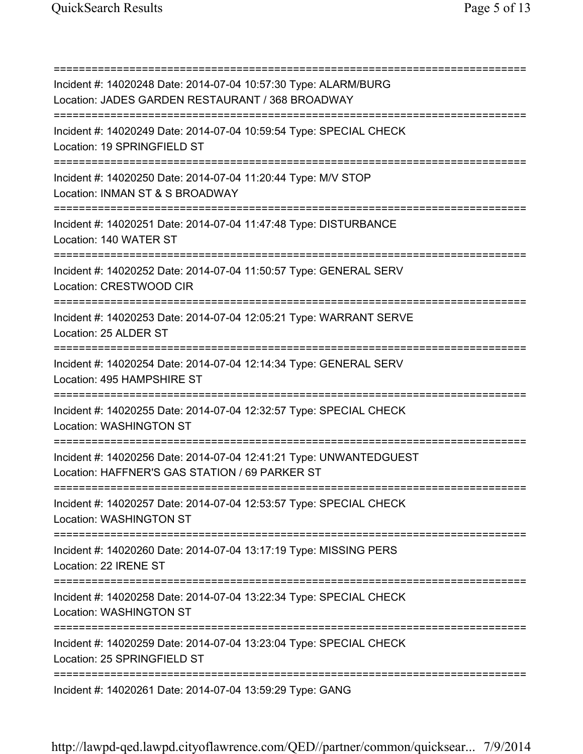===========================================================================
Incident #: 14020248 Date: 2014-07-04 10:57:30 Type: ALARM/BURG
Location: JADES GARDEN RESTAURANT / 368 BROADWAY
===========================================================================
Incident #: 14020249 Date: 2014-07-04 10:59:54 Type: SPECIAL CHECK
Location: 19 SPRINGFIELD ST
===========================================================================
Incident #: 14020250 Date: 2014-07-04 11:20:44 Type: M/V STOP
Location: INMAN ST & S BROADWAY
===========================================================================
Incident #: 14020251 Date: 2014-07-04 11:47:48 Type: DISTURBANCE
Location: 140 WATER ST
===========================================================================
Incident #: 14020252 Date: 2014-07-04 11:50:57 Type: GENERAL SERV
Location: CRESTWOOD CIR
===========================================================================
Incident #: 14020253 Date: 2014-07-04 12:05:21 Type: WARRANT SERVE
Location: 25 ALDER ST
===========================================================================
Incident #: 14020254 Date: 2014-07-04 12:14:34 Type: GENERAL SERV
Location: 495 HAMPSHIRE ST
===========================================================================
Incident #: 14020255 Date: 2014-07-04 12:32:57 Type: SPECIAL CHECK
Location: WASHINGTON ST
===========================================================================
Incident #: 14020256 Date: 2014-07-04 12:41:21 Type: UNWANTEDGUEST
Location: HAFFNER'S GAS STATION / 69 PARKER ST
===========================================================================
Incident #: 14020257 Date: 2014-07-04 12:53:57 Type: SPECIAL CHECK
Location: WASHINGTON ST
===========================================================================
Incident #: 14020260 Date: 2014-07-04 13:17:19 Type: MISSING PERS
Location: 22 IRENE ST
===========================================================================
Incident #: 14020258 Date: 2014-07-04 13:22:34 Type: SPECIAL CHECK
Location: WASHINGTON ST
===========================================================================
Incident #: 14020259 Date: 2014-07-04 13:23:04 Type: SPECIAL CHECK
Location: 25 SPRINGFIELD ST
===========================================================================
Incident #: 14020261 Date: 2014-07-04 13:59:29 Type: GANG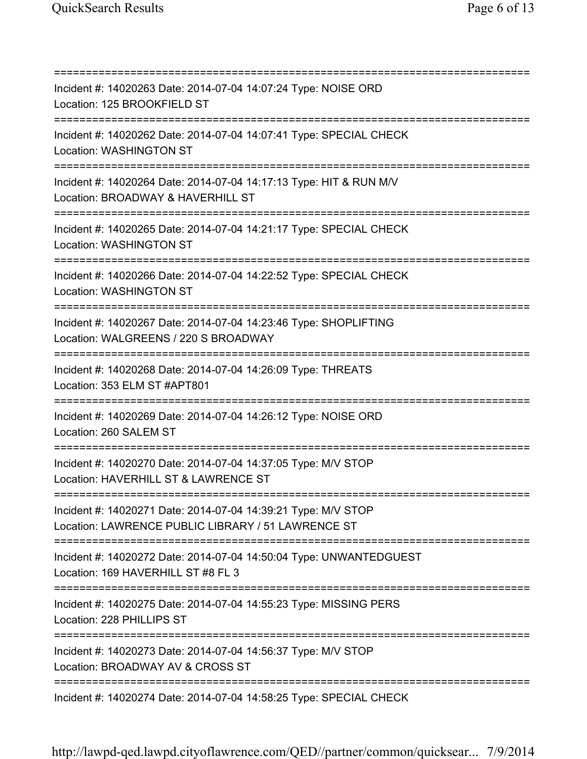===========================================================================
Incident #: 14020263 Date: 2014-07-04 14:07:24 Type: NOISE ORD
Location: 125 BROOKFIELD ST
===========================================================================
Incident #: 14020262 Date: 2014-07-04 14:07:41 Type: SPECIAL CHECK
Location: WASHINGTON ST
===========================================================================
Incident #: 14020264 Date: 2014-07-04 14:17:13 Type: HIT & RUN M/V
Location: BROADWAY & HAVERHILL ST
===========================================================================
Incident #: 14020265 Date: 2014-07-04 14:21:17 Type: SPECIAL CHECK
Location: WASHINGTON ST
===========================================================================
Incident #: 14020266 Date: 2014-07-04 14:22:52 Type: SPECIAL CHECK
Location: WASHINGTON ST
===========================================================================
Incident #: 14020267 Date: 2014-07-04 14:23:46 Type: SHOPLIFTING
Location: WALGREENS / 220 S BROADWAY
===========================================================================
Incident #: 14020268 Date: 2014-07-04 14:26:09 Type: THREATS
Location: 353 ELM ST #APT801
===========================================================================
Incident #: 14020269 Date: 2014-07-04 14:26:12 Type: NOISE ORD
Location: 260 SALEM ST
===========================================================================
Incident #: 14020270 Date: 2014-07-04 14:37:05 Type: M/V STOP
Location: HAVERHILL ST & LAWRENCE ST
===========================================================================
Incident #: 14020271 Date: 2014-07-04 14:39:21 Type: M/V STOP
Location: LAWRENCE PUBLIC LIBRARY / 51 LAWRENCE ST
===========================================================================
Incident #: 14020272 Date: 2014-07-04 14:50:04 Type: UNWANTEDGUEST
Location: 169 HAVERHILL ST #8 FL 3
===========================================================================
Incident #: 14020275 Date: 2014-07-04 14:55:23 Type: MISSING PERS
Location: 228 PHILLIPS ST
===========================================================================
Incident #: 14020273 Date: 2014-07-04 14:56:37 Type: M/V STOP
Location: BROADWAY AV & CROSS ST
===========================================================================
Incident #: 14020274 Date: 2014-07-04 14:58:25 Type: SPECIAL CHECK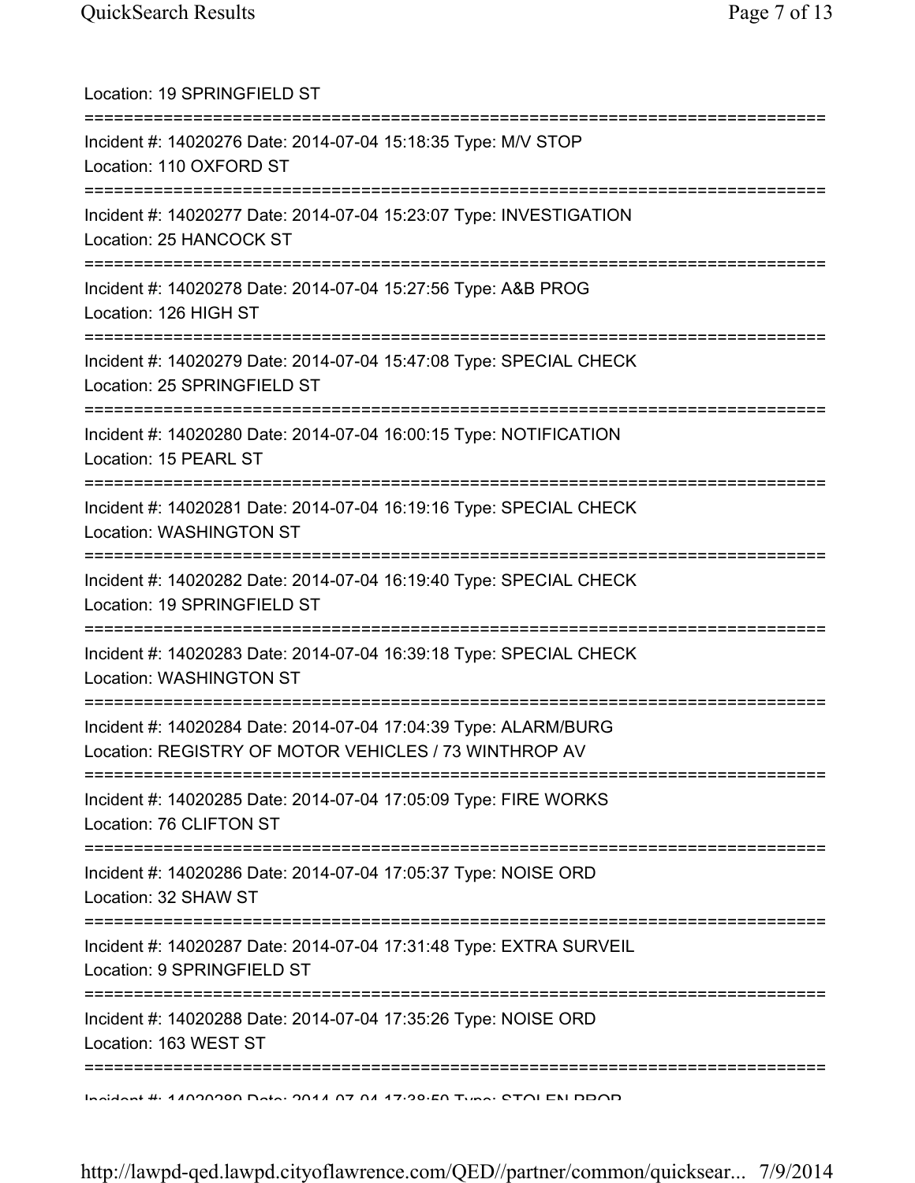Location: 19 SPRINGFIELD ST

===========================================================================

Incident #: 14020276 Date: 2014-07-04 15:18:35 Type: M/V STOP
Location: 110 OXFORD ST

===========================================================================

Incident #: 14020277 Date: 2014-07-04 15:23:07 Type: INVESTIGATION
Location: 25 HANCOCK ST

===========================================================================

Incident #: 14020278 Date: 2014-07-04 15:27:56 Type: A&B PROG
Location: 126 HIGH ST

===========================================================================

Incident #: 14020279 Date: 2014-07-04 15:47:08 Type: SPECIAL CHECK
Location: 25 SPRINGFIELD ST

===========================================================================

Incident #: 14020280 Date: 2014-07-04 16:00:15 Type: NOTIFICATION
Location: 15 PEARL ST

===========================================================================

Incident #: 14020281 Date: 2014-07-04 16:19:16 Type: SPECIAL CHECK
Location: WASHINGTON ST

===========================================================================

Incident #: 14020282 Date: 2014-07-04 16:19:40 Type: SPECIAL CHECK
Location: 19 SPRINGFIELD ST

===========================================================================

Incident #: 14020283 Date: 2014-07-04 16:39:18 Type: SPECIAL CHECK
Location: WASHINGTON ST

===========================================================================

Incident #: 14020284 Date: 2014-07-04 17:04:39 Type: ALARM/BURG
Location: REGISTRY OF MOTOR VEHICLES / 73 WINTHROP AV

===========================================================================

Incident #: 14020285 Date: 2014-07-04 17:05:09 Type: FIRE WORKS
Location: 76 CLIFTON ST

===========================================================================

Incident #: 14020286 Date: 2014-07-04 17:05:37 Type: NOISE ORD
Location: 32 SHAW ST

===========================================================================

Incident #: 14020287 Date: 2014-07-04 17:31:48 Type: EXTRA SURVEIL
Location: 9 SPRINGFIELD ST

===========================================================================

Incident #: 14020288 Date: 2014-07-04 17:35:26 Type: NOISE ORD
Location: 163 WEST ST

===========================================================================

Incident #: 14020289 Date: 2014-07-04 17:38:50 Type: STOLEN PROP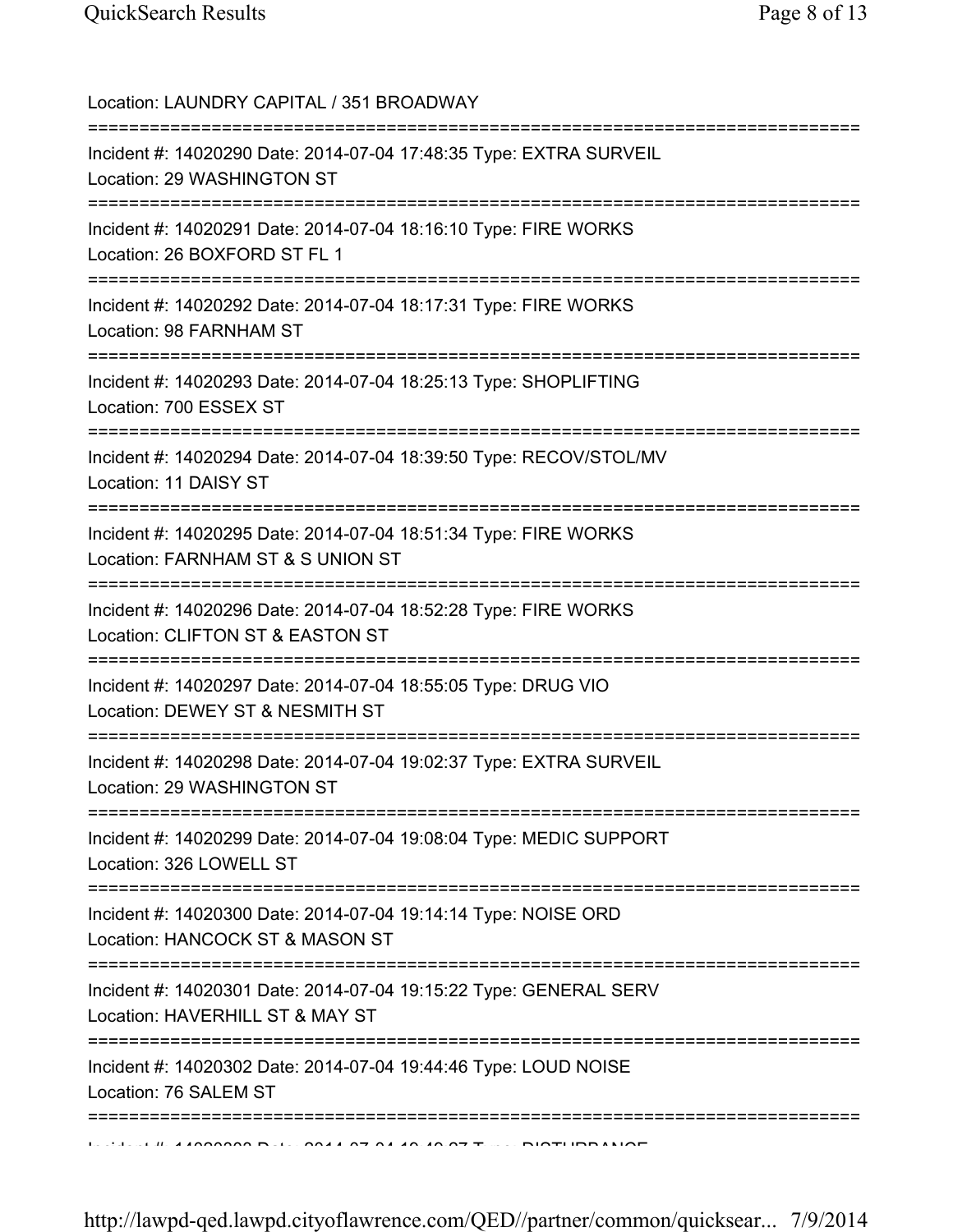Location: LAUNDRY CAPITAL / 351 BROADWAY

===========================================================================

Incident #: 14020290 Date: 2014-07-04 17:48:35 Type: EXTRA SURVEIL
Location: 29 WASHINGTON ST

===========================================================================

Incident #: 14020291 Date: 2014-07-04 18:16:10 Type: FIRE WORKS
Location: 26 BOXFORD ST FL 1

===========================================================================

Incident #: 14020292 Date: 2014-07-04 18:17:31 Type: FIRE WORKS
Location: 98 FARNHAM ST

===========================================================================

Incident #: 14020293 Date: 2014-07-04 18:25:13 Type: SHOPLIFTING
Location: 700 ESSEX ST

===========================================================================

Incident #: 14020294 Date: 2014-07-04 18:39:50 Type: RECOV/STOL/MV
Location: 11 DAISY ST

===========================================================================

Incident #: 14020295 Date: 2014-07-04 18:51:34 Type: FIRE WORKS
Location: FARNHAM ST & S UNION ST

===========================================================================

Incident #: 14020296 Date: 2014-07-04 18:52:28 Type: FIRE WORKS
Location: CLIFTON ST & EASTON ST

===========================================================================

Incident #: 14020297 Date: 2014-07-04 18:55:05 Type: DRUG VIO
Location: DEWEY ST & NESMITH ST

===========================================================================

Incident #: 14020298 Date: 2014-07-04 19:02:37 Type: EXTRA SURVEIL
Location: 29 WASHINGTON ST

===========================================================================

Incident #: 14020299 Date: 2014-07-04 19:08:04 Type: MEDIC SUPPORT
Location: 326 LOWELL ST

===========================================================================

Incident #: 14020300 Date: 2014-07-04 19:14:14 Type: NOISE ORD
Location: HANCOCK ST & MASON ST

===========================================================================

Incident #: 14020301 Date: 2014-07-04 19:15:22 Type: GENERAL SERV
Location: HAVERHILL ST & MAY ST

===========================================================================

Incident #: 14020302 Date: 2014-07-04 19:44:46 Type: LOUD NOISE
Location: 76 SALEM ST

===========================================================================

Incident #: 14020303 Date: 2014-07-04 19:49:27 Type: DISTURBANCE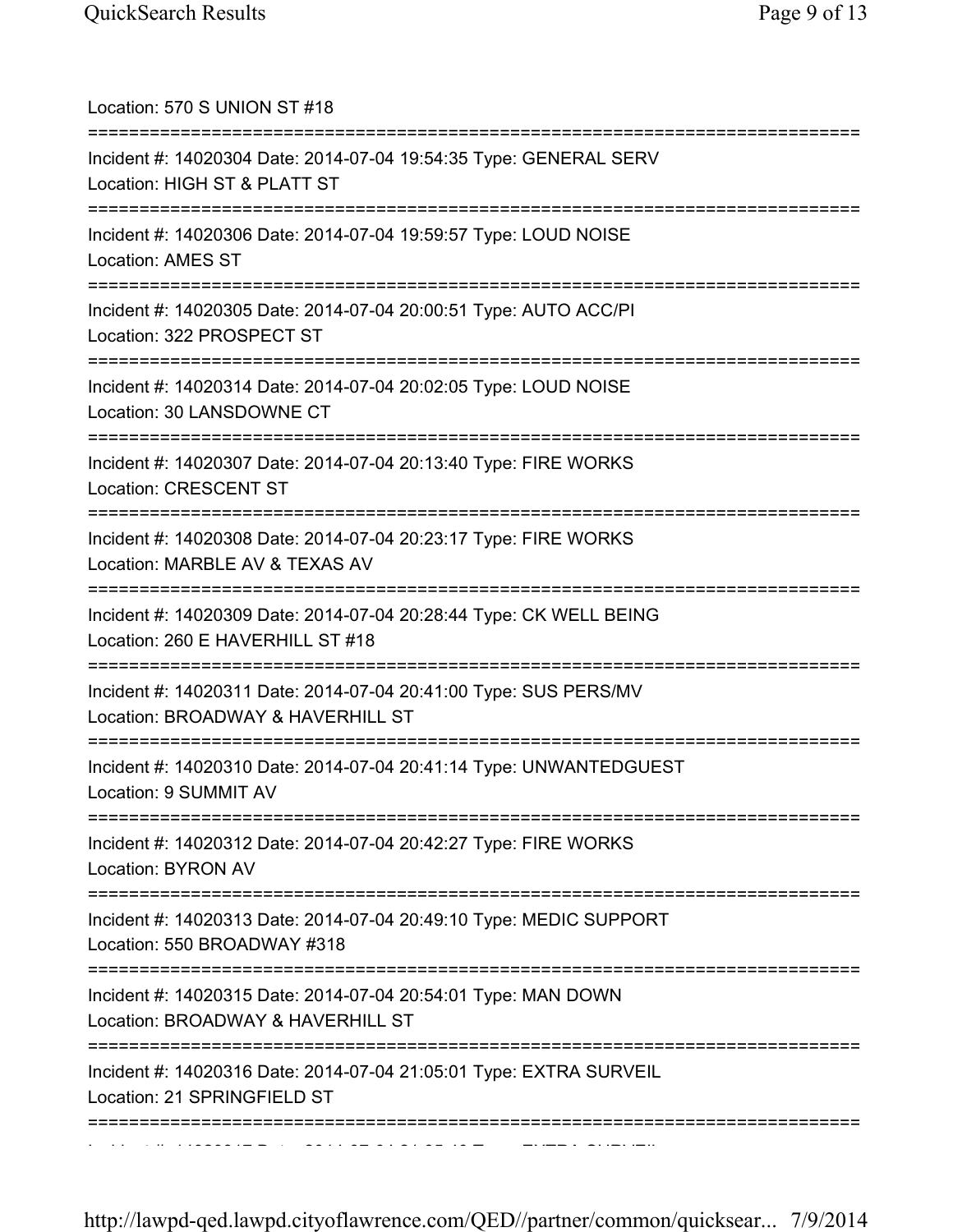Location: 570 S UNION ST #18

===========================================================================

Incident #: 14020304 Date: 2014-07-04 19:54:35 Type: GENERAL SERV
Location: HIGH ST & PLATT ST

===========================================================================

Incident #: 14020306 Date: 2014-07-04 19:59:57 Type: LOUD NOISE
Location: AMES ST

===========================================================================

Incident #: 14020305 Date: 2014-07-04 20:00:51 Type: AUTO ACC/PI
Location: 322 PROSPECT ST

===========================================================================

Incident #: 14020314 Date: 2014-07-04 20:02:05 Type: LOUD NOISE
Location: 30 LANSDOWNE CT

===========================================================================

Incident #: 14020307 Date: 2014-07-04 20:13:40 Type: FIRE WORKS
Location: CRESCENT ST

===========================================================================

Incident #: 14020308 Date: 2014-07-04 20:23:17 Type: FIRE WORKS
Location: MARBLE AV & TEXAS AV

===========================================================================

Incident #: 14020309 Date: 2014-07-04 20:28:44 Type: CK WELL BEING
Location: 260 E HAVERHILL ST #18

===========================================================================

Incident #: 14020311 Date: 2014-07-04 20:41:00 Type: SUS PERS/MV
Location: BROADWAY & HAVERHILL ST

===========================================================================

Incident #: 14020310 Date: 2014-07-04 20:41:14 Type: UNWANTEDGUEST
Location: 9 SUMMIT AV

===========================================================================

Incident #: 14020312 Date: 2014-07-04 20:42:27 Type: FIRE WORKS
Location: BYRON AV

===========================================================================

Incident #: 14020313 Date: 2014-07-04 20:49:10 Type: MEDIC SUPPORT
Location: 550 BROADWAY #318

===========================================================================

Incident #: 14020315 Date: 2014-07-04 20:54:01 Type: MAN DOWN
Location: BROADWAY & HAVERHILL ST

===========================================================================

Incident #: 14020316 Date: 2014-07-04 21:05:01 Type: EXTRA SURVEIL
Location: 21 SPRINGFIELD ST

===========================================================================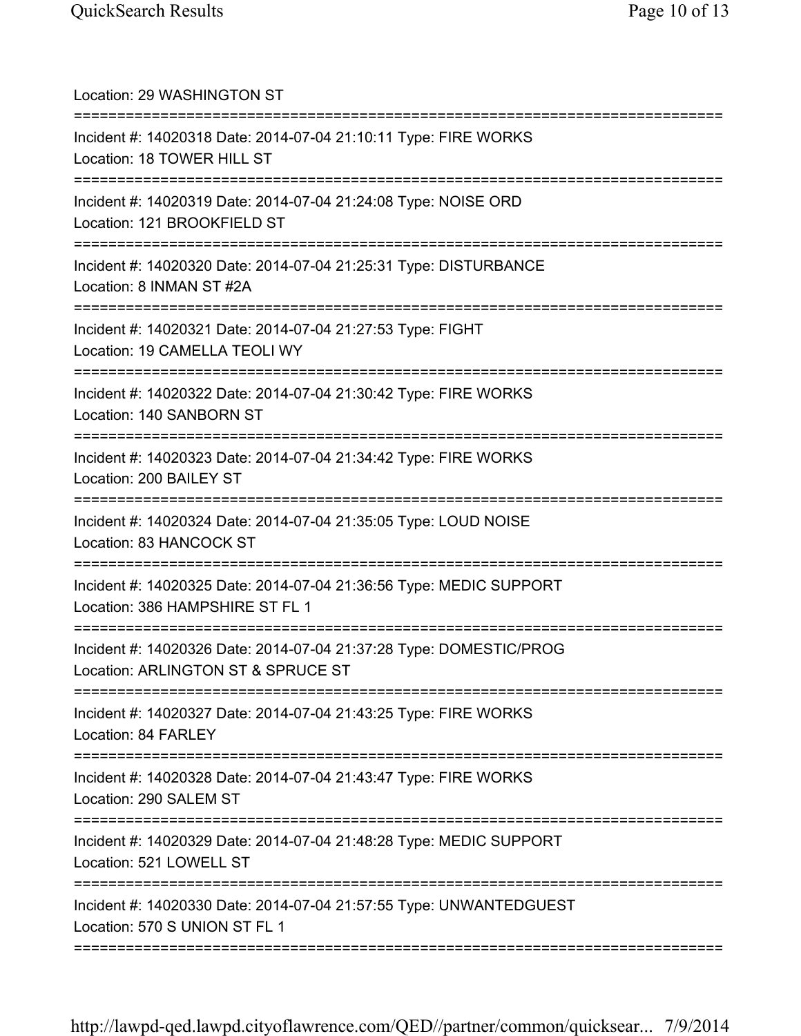Location: 29 WASHINGTON ST

===========================================================================

Incident #: 14020318 Date: 2014-07-04 21:10:11 Type: FIRE WORKS
Location: 18 TOWER HILL ST

===========================================================================

Incident #: 14020319 Date: 2014-07-04 21:24:08 Type: NOISE ORD
Location: 121 BROOKFIELD ST

===========================================================================

Incident #: 14020320 Date: 2014-07-04 21:25:31 Type: DISTURBANCE
Location: 8 INMAN ST #2A

===========================================================================

Incident #: 14020321 Date: 2014-07-04 21:27:53 Type: FIGHT
Location: 19 CAMELLA TEOLI WY

===========================================================================

Incident #: 14020322 Date: 2014-07-04 21:30:42 Type: FIRE WORKS
Location: 140 SANBORN ST

===========================================================================

Incident #: 14020323 Date: 2014-07-04 21:34:42 Type: FIRE WORKS
Location: 200 BAILEY ST

===========================================================================

Incident #: 14020324 Date: 2014-07-04 21:35:05 Type: LOUD NOISE
Location: 83 HANCOCK ST

===========================================================================

Incident #: 14020325 Date: 2014-07-04 21:36:56 Type: MEDIC SUPPORT
Location: 386 HAMPSHIRE ST FL 1

===========================================================================

Incident #: 14020326 Date: 2014-07-04 21:37:28 Type: DOMESTIC/PROG
Location: ARLINGTON ST & SPRUCE ST

===========================================================================

Incident #: 14020327 Date: 2014-07-04 21:43:25 Type: FIRE WORKS
Location: 84 FARLEY

===========================================================================

Incident #: 14020328 Date: 2014-07-04 21:43:47 Type: FIRE WORKS
Location: 290 SALEM ST

===========================================================================

Incident #: 14020329 Date: 2014-07-04 21:48:28 Type: MEDIC SUPPORT
Location: 521 LOWELL ST

===========================================================================

Incident #: 14020330 Date: 2014-07-04 21:57:55 Type: UNWANTEDGUEST
Location: 570 S UNION ST FL 1

===========================================================================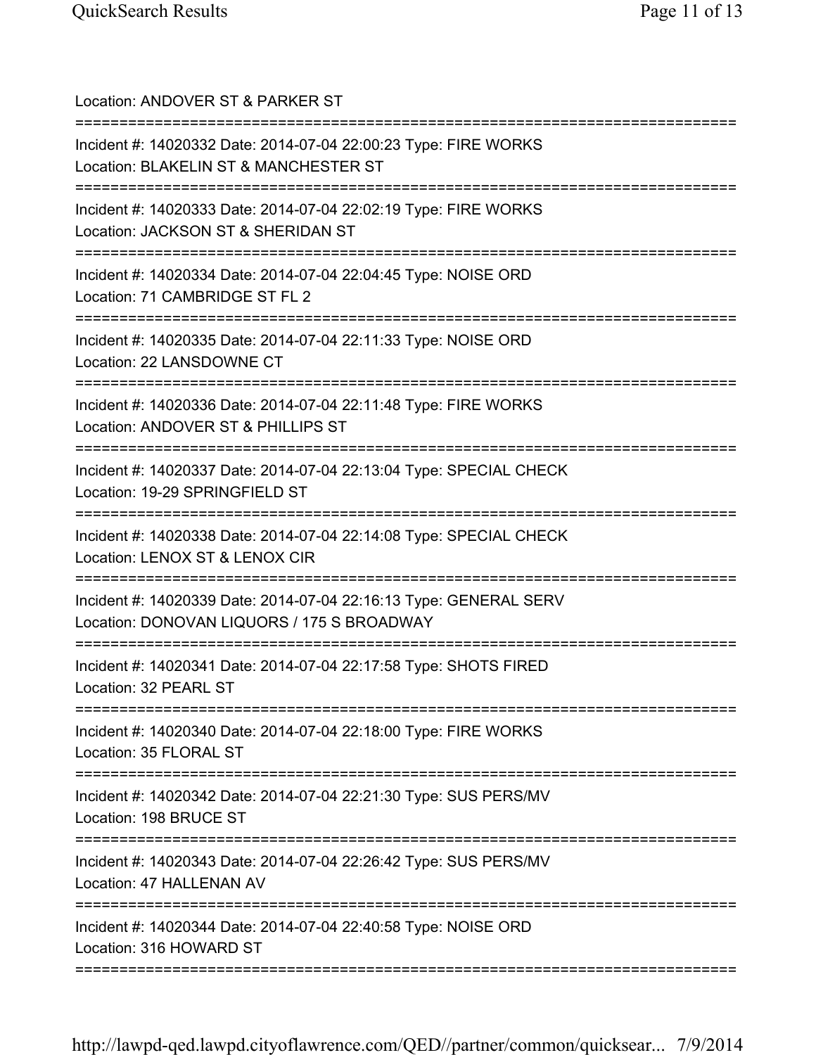Location: ANDOVER ST & PARKER ST

===========================================================================

Incident #: 14020332 Date: 2014-07-04 22:00:23 Type: FIRE WORKS
Location: BLAKELIN ST & MANCHESTER ST

===========================================================================

Incident #: 14020333 Date: 2014-07-04 22:02:19 Type: FIRE WORKS
Location: JACKSON ST & SHERIDAN ST

===========================================================================

Incident #: 14020334 Date: 2014-07-04 22:04:45 Type: NOISE ORD
Location: 71 CAMBRIDGE ST FL 2

===========================================================================

Incident #: 14020335 Date: 2014-07-04 22:11:33 Type: NOISE ORD
Location: 22 LANSDOWNE CT

===========================================================================

Incident #: 14020336 Date: 2014-07-04 22:11:48 Type: FIRE WORKS
Location: ANDOVER ST & PHILLIPS ST

===========================================================================

Incident #: 14020337 Date: 2014-07-04 22:13:04 Type: SPECIAL CHECK
Location: 19-29 SPRINGFIELD ST

===========================================================================

Incident #: 14020338 Date: 2014-07-04 22:14:08 Type: SPECIAL CHECK
Location: LENOX ST & LENOX CIR

===========================================================================

Incident #: 14020339 Date: 2014-07-04 22:16:13 Type: GENERAL SERV
Location: DONOVAN LIQUORS / 175 S BROADWAY

===========================================================================

Incident #: 14020341 Date: 2014-07-04 22:17:58 Type: SHOTS FIRED
Location: 32 PEARL ST

===========================================================================

Incident #: 14020340 Date: 2014-07-04 22:18:00 Type: FIRE WORKS
Location: 35 FLORAL ST

===========================================================================

Incident #: 14020342 Date: 2014-07-04 22:21:30 Type: SUS PERS/MV
Location: 198 BRUCE ST

===========================================================================

Incident #: 14020343 Date: 2014-07-04 22:26:42 Type: SUS PERS/MV
Location: 47 HALLENAN AV

===========================================================================

Incident #: 14020344 Date: 2014-07-04 22:40:58 Type: NOISE ORD
Location: 316 HOWARD ST

===========================================================================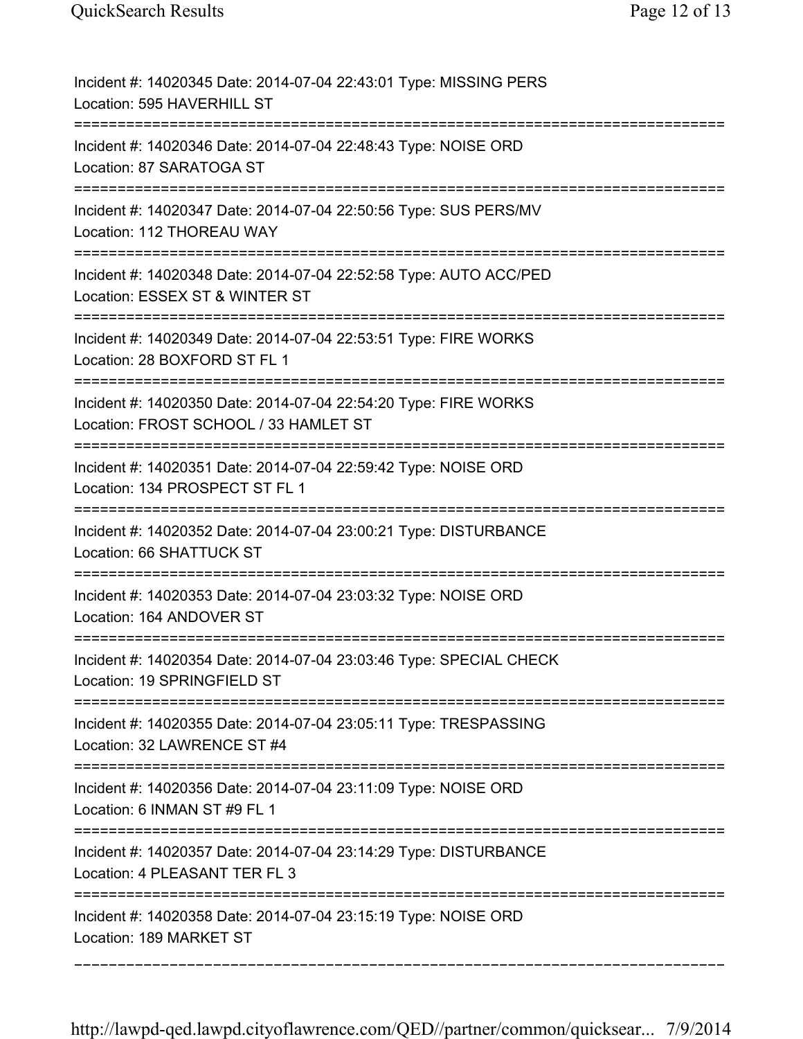Incident #: 14020345 Date: 2014-07-04 22:43:01 Type: MISSING PERS
Location: 595 HAVERHILL ST

===========================================================================

Incident #: 14020346 Date: 2014-07-04 22:48:43 Type: NOISE ORD
Location: 87 SARATOGA ST

===========================================================================

Incident #: 14020347 Date: 2014-07-04 22:50:56 Type: SUS PERS/MV
Location: 112 THOREAU WAY

===========================================================================

Incident #: 14020348 Date: 2014-07-04 22:52:58 Type: AUTO ACC/PED
Location: ESSEX ST & WINTER ST

===========================================================================

Incident #: 14020349 Date: 2014-07-04 22:53:51 Type: FIRE WORKS
Location: 28 BOXFORD ST FL 1

===========================================================================

Incident #: 14020350 Date: 2014-07-04 22:54:20 Type: FIRE WORKS
Location: FROST SCHOOL / 33 HAMLET ST

===========================================================================

Incident #: 14020351 Date: 2014-07-04 22:59:42 Type: NOISE ORD
Location: 134 PROSPECT ST FL 1

===========================================================================

Incident #: 14020352 Date: 2014-07-04 23:00:21 Type: DISTURBANCE
Location: 66 SHATTUCK ST

===========================================================================

Incident #: 14020353 Date: 2014-07-04 23:03:32 Type: NOISE ORD
Location: 164 ANDOVER ST

===========================================================================

Incident #: 14020354 Date: 2014-07-04 23:03:46 Type: SPECIAL CHECK
Location: 19 SPRINGFIELD ST

===========================================================================

Incident #: 14020355 Date: 2014-07-04 23:05:11 Type: TRESPASSING
Location: 32 LAWRENCE ST #4

===========================================================================

Incident #: 14020356 Date: 2014-07-04 23:11:09 Type: NOISE ORD
Location: 6 INMAN ST #9 FL 1

===========================================================================

Incident #: 14020357 Date: 2014-07-04 23:14:29 Type: DISTURBANCE
Location: 4 PLEASANT TER FL 3

===========================================================================

Incident #: 14020358 Date: 2014-07-04 23:15:19 Type: NOISE ORD
Location: 189 MARKET ST

---------------------------------------------------------------------------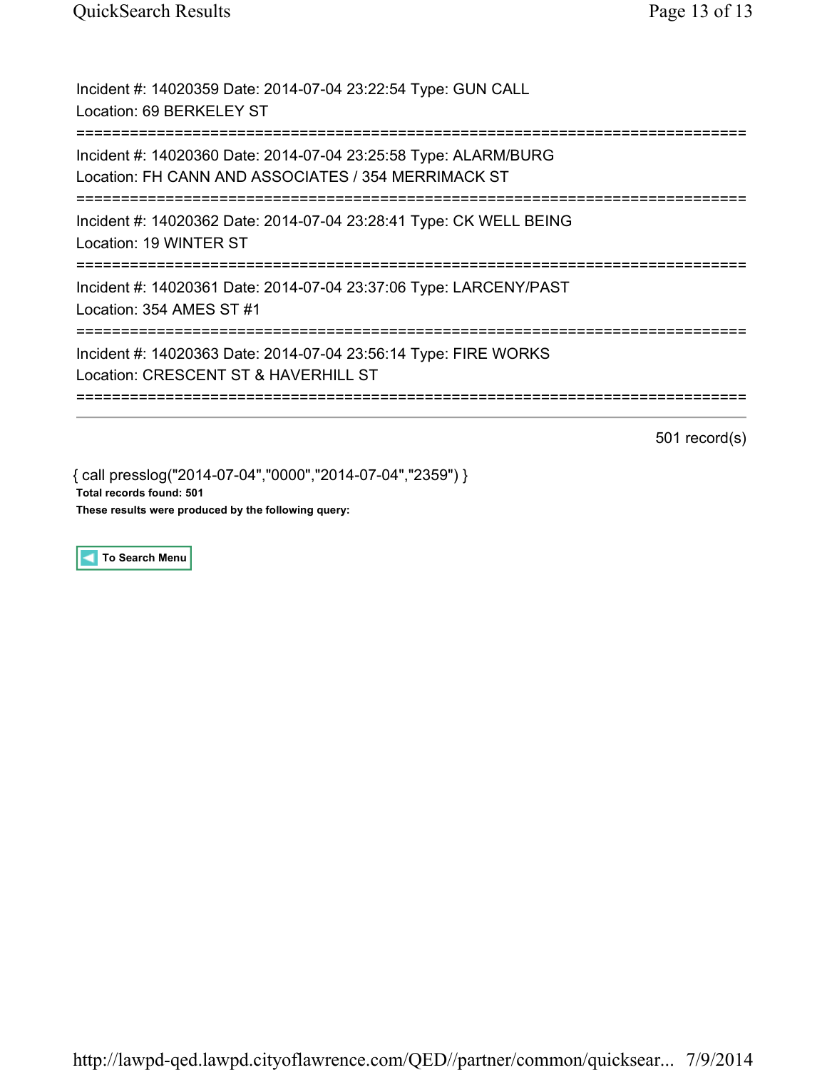Incident #: 14020359 Date: 2014-07-04 23:22:54 Type: GUN CALL
Location: 69 BERKELEY ST

===========================================================================

Incident #: 14020360 Date: 2014-07-04 23:25:58 Type: ALARM/BURG
Location: FH CANN AND ASSOCIATES / 354 MERRIMACK ST

===========================================================================

Incident #: 14020362 Date: 2014-07-04 23:28:41 Type: CK WELL BEING
Location: 19 WINTER ST

===========================================================================

Incident #: 14020361 Date: 2014-07-04 23:37:06 Type: LARCENY/PAST
Location: 354 AMES ST #1

===========================================================================

Incident #: 14020363 Date: 2014-07-04 23:56:14 Type: FIRE WORKS
Location: CRESCENT ST & HAVERHILL ST

===========================================================================

501 record(s)

{ call presslog("2014-07-04","0000","2014-07-04","2359") }

**Total records found: 501**

**These results were produced by the following query:**

To Search Menu